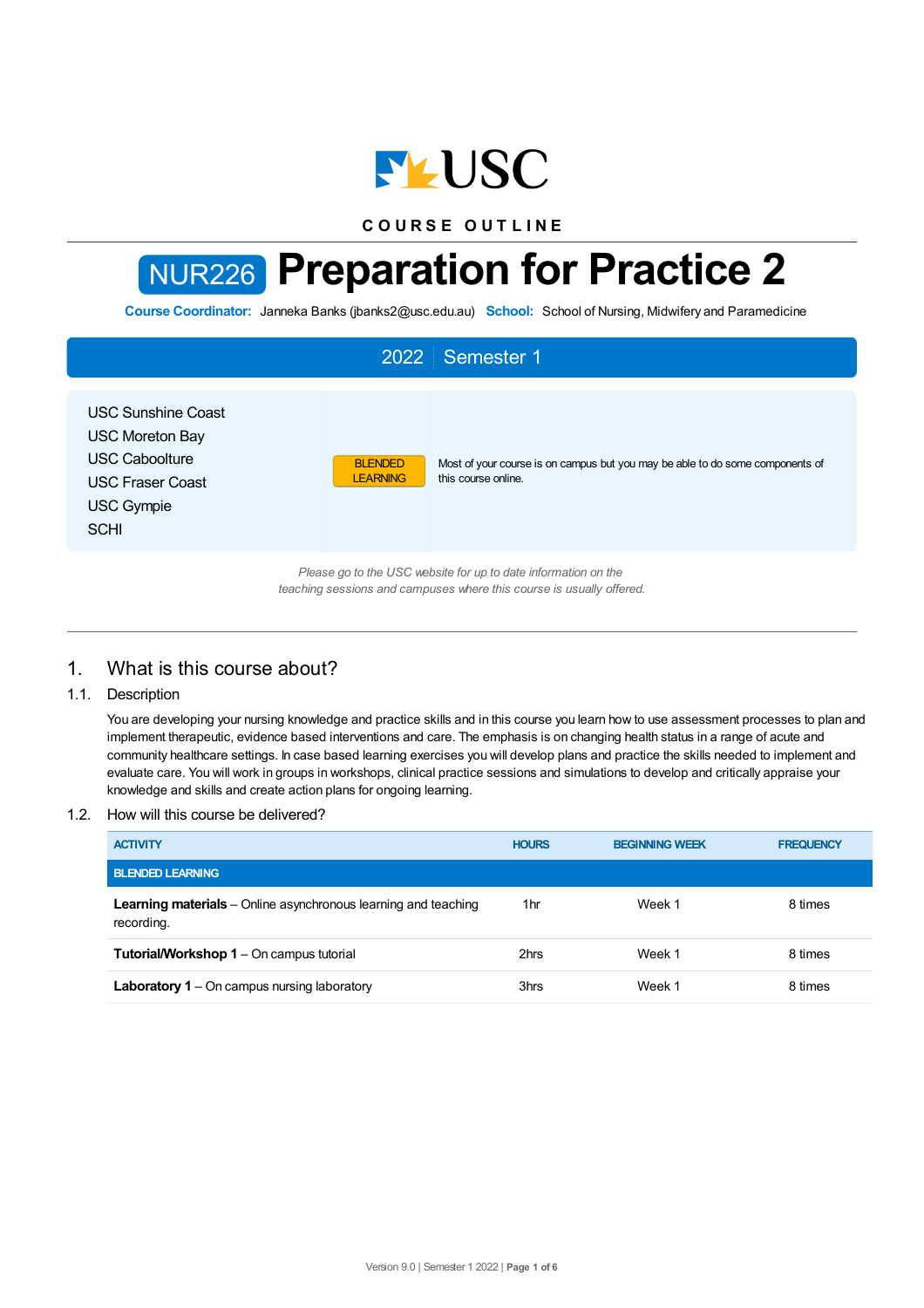COURSE OUTLINE

# NUR226 Preparation for Practice 2

**Course Coordinator:** Janneka Banks (jbanks2@usc.edu.au) **School:** School of Nursing, Midwifery and Paramedicine

## 2022 | Semester 1

USC Sunshine Coast
USC Moreton Bay
USC Caboolture
USC Fraser Coast
USC Gympie
SCHI

BLENDED LEARNING — Most of your course is on campus but you may be able to do some components of this course online.

*Please go to the USC website for up to date information on the teaching sessions and campuses where this course is usually offered.*

## 1. What is this course about?

### 1.1. Description

You are developing your nursing knowledge and practice skills and in this course you learn how to use assessment processes to plan and implement therapeutic, evidence based interventions and care. The emphasis is on changing health status in a range of acute and community healthcare settings. In case based learning exercises you will develop plans and practice the skills needed to implement and evaluate care. You will work in groups in workshops, clinical practice sessions and simulations to develop and critically appraise your knowledge and skills and create action plans for ongoing learning.

### 1.2. How will this course be delivered?

| ACTIVITY | HOURS | BEGINNING WEEK | FREQUENCY |
|---|---|---|---|
| **BLENDED LEARNING** | | | |
| **Learning materials** – Online asynchronous learning and teaching recording. | 1hr | Week 1 | 8 times |
| **Tutorial/Workshop 1** – On campus tutorial | 2hrs | Week 1 | 8 times |
| **Laboratory 1** – On campus nursing laboratory | 3hrs | Week 1 | 8 times |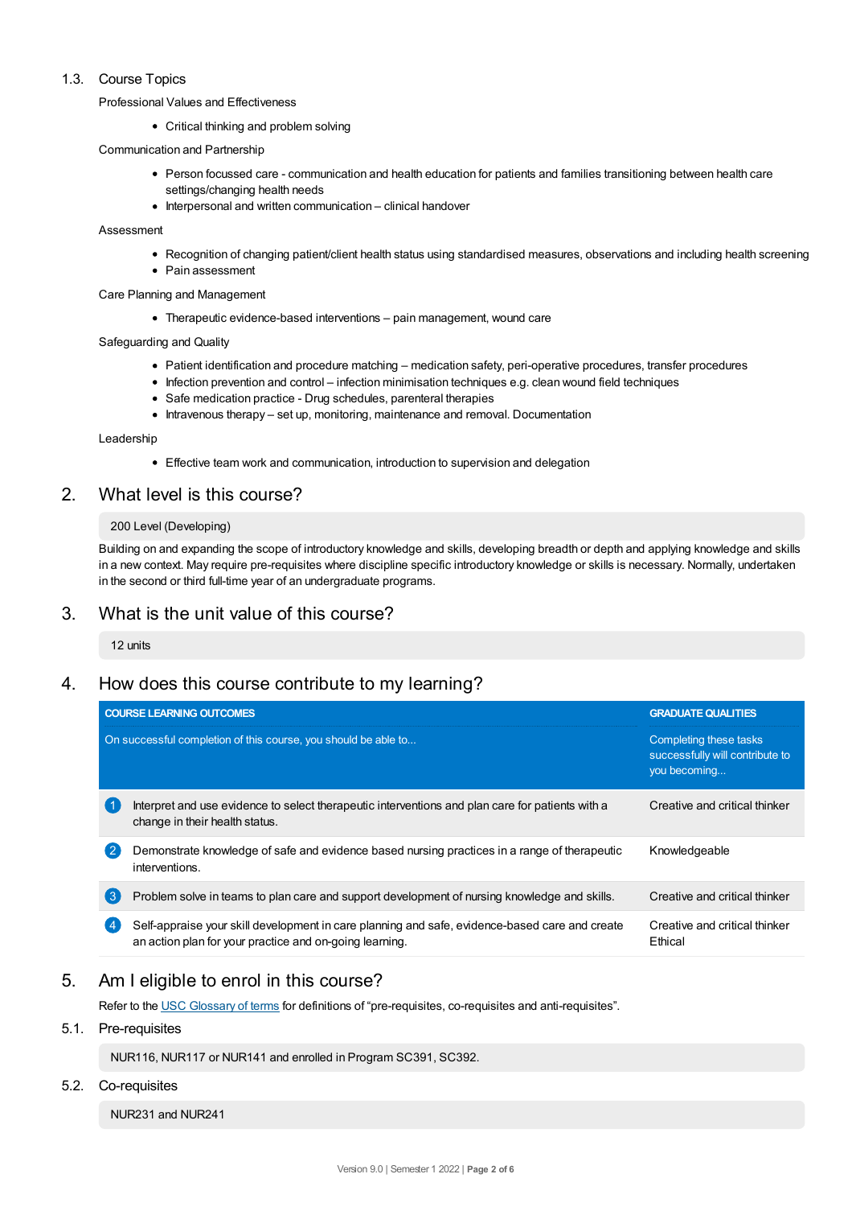### 1.3. Course Topics

Professional Values and Effectiveness

- Critical thinking and problem solving

Communication and Partnership

- Person focussed care - communication and health education for patients and families transitioning between health care settings/changing health needs
- Interpersonal and written communication – clinical handover

Assessment

- Recognition of changing patient/client health status using standardised measures, observations and including health screening
- Pain assessment

Care Planning and Management

- Therapeutic evidence-based interventions – pain management, wound care

Safeguarding and Quality

- Patient identification and procedure matching – medication safety, peri-operative procedures, transfer procedures
- Infection prevention and control – infection minimisation techniques e.g. clean wound field techniques
- Safe medication practice - Drug schedules, parenteral therapies
- Intravenous therapy – set up, monitoring, maintenance and removal. Documentation

Leadership

- Effective team work and communication, introduction to supervision and delegation

## 2. What level is this course?

200 Level (Developing)

Building on and expanding the scope of introductory knowledge and skills, developing breadth or depth and applying knowledge and skills in a new context. May require pre-requisites where discipline specific introductory knowledge or skills is necessary. Normally, undertaken in the second or third full-time year of an undergraduate programs.

## 3. What is the unit value of this course?

12 units

## 4. How does this course contribute to my learning?

| | COURSE LEARNING OUTCOMES<br>On successful completion of this course, you should be able to... | GRADUATE QUALITIES<br>Completing these tasks successfully will contribute to you becoming... |
|---|---|---|
| 1 | Interpret and use evidence to select therapeutic interventions and plan care for patients with a change in their health status. | Creative and critical thinker |
| 2 | Demonstrate knowledge of safe and evidence based nursing practices in a range of therapeutic interventions. | Knowledgeable |
| 3 | Problem solve in teams to plan care and support development of nursing knowledge and skills. | Creative and critical thinker |
| 4 | Self-appraise your skill development in care planning and safe, evidence-based care and create an action plan for your practice and on-going learning. | Creative and critical thinker<br>Ethical |

## 5. Am I eligible to enrol in this course?

Refer to the USC Glossary of terms for definitions of "pre-requisites, co-requisites and anti-requisites".

### 5.1. Pre-requisites

NUR116, NUR117 or NUR141 and enrolled in Program SC391, SC392.

### 5.2. Co-requisites

NUR231 and NUR241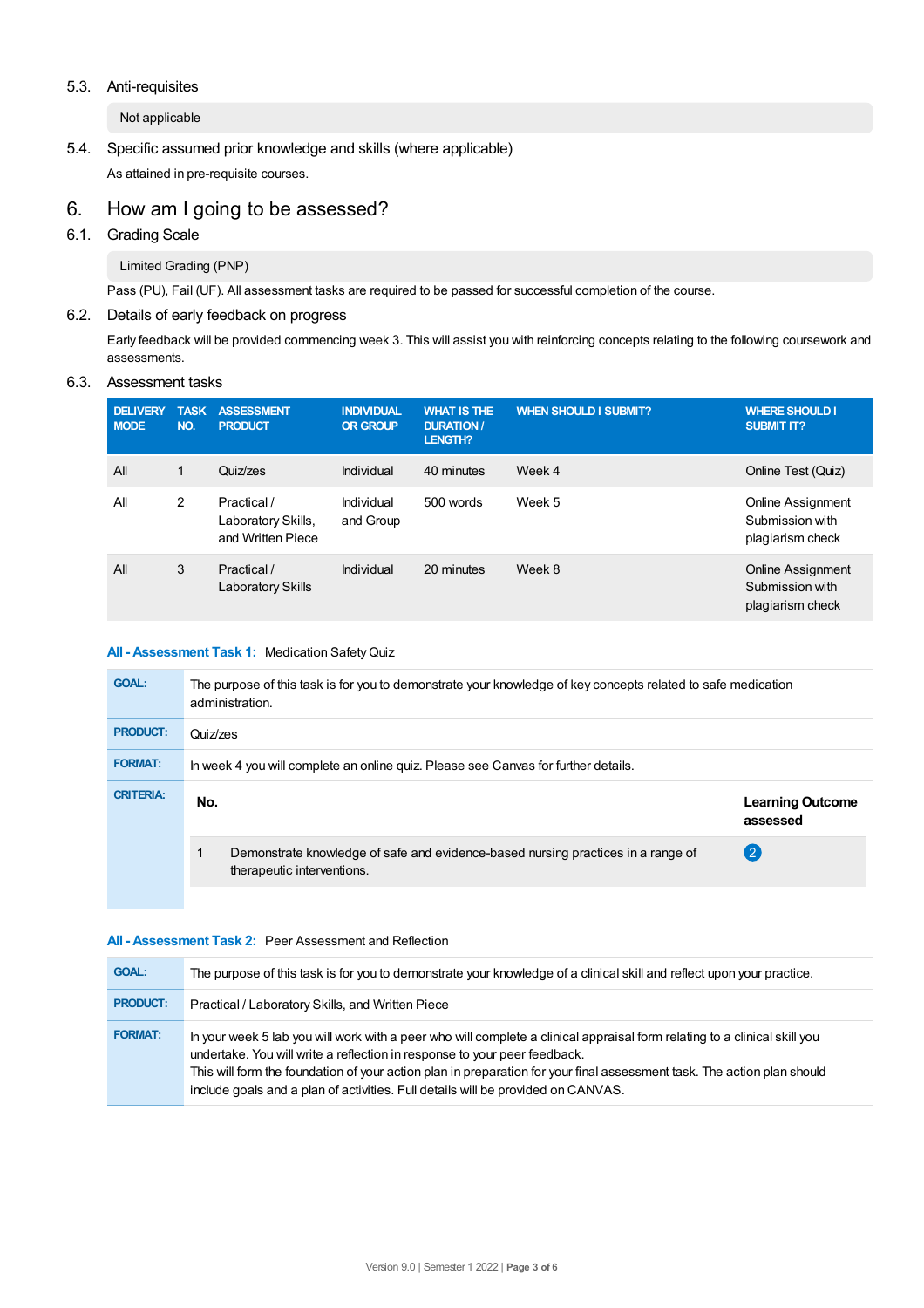### 5.3. Anti-requisites

Not applicable

### 5.4. Specific assumed prior knowledge and skills (where applicable)

As attained in pre-requisite courses.

## 6. How am I going to be assessed?

### 6.1. Grading Scale

Limited Grading (PNP)

Pass (PU), Fail (UF). All assessment tasks are required to be passed for successful completion of the course.

### 6.2. Details of early feedback on progress

Early feedback will be provided commencing week 3. This will assist you with reinforcing concepts relating to the following coursework and assessments.

### 6.3. Assessment tasks

| DELIVERY MODE | TASK NO. | ASSESSMENT PRODUCT | INDIVIDUAL OR GROUP | WHAT IS THE DURATION / LENGTH? | WHEN SHOULD I SUBMIT? | WHERE SHOULD I SUBMIT IT? |
|---|---|---|---|---|---|---|
| All | 1 | Quiz/zes | Individual | 40 minutes | Week 4 | Online Test (Quiz) |
| All | 2 | Practical / Laboratory Skills, and Written Piece | Individual and Group | 500 words | Week 5 | Online Assignment Submission with plagiarism check |
| All | 3 | Practical / Laboratory Skills | Individual | 20 minutes | Week 8 | Online Assignment Submission with plagiarism check |

**All - Assessment Task 1:** Medication Safety Quiz

| | |
|---|---|
| **GOAL:** | The purpose of this task is for you to demonstrate your knowledge of key concepts related to safe medication administration. |
| **PRODUCT:** | Quiz/zes |
| **FORMAT:** | In week 4 you will complete an online quiz. Please see Canvas for further details. |
| **CRITERIA:** | |

| No. | | Learning Outcome assessed |
|---|---|---|
| 1 | Demonstrate knowledge of safe and evidence-based nursing practices in a range of therapeutic interventions. | 2 |

**All - Assessment Task 2:** Peer Assessment and Reflection

| | |
|---|---|
| **GOAL:** | The purpose of this task is for you to demonstrate your knowledge of a clinical skill and reflect upon your practice. |
| **PRODUCT:** | Practical / Laboratory Skills, and Written Piece |
| **FORMAT:** | In your week 5 lab you will work with a peer who will complete a clinical appraisal form relating to a clinical skill you undertake. You will write a reflection in response to your peer feedback. This will form the foundation of your action plan in preparation for your final assessment task. The action plan should include goals and a plan of activities. Full details will be provided on CANVAS. |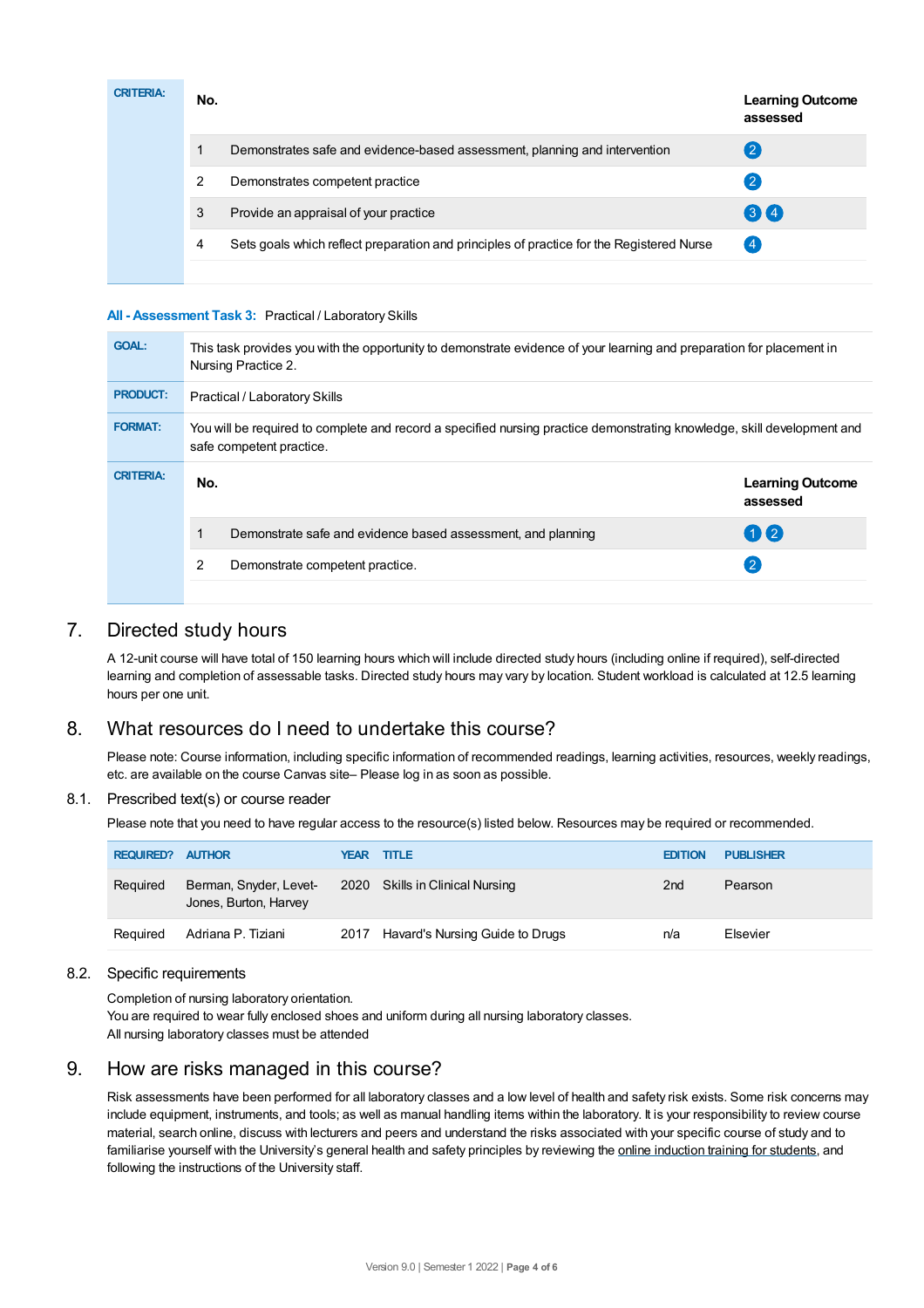| CRITERIA: | No. | | Learning Outcome assessed |
|---|---|---|---|
| | 1 | Demonstrates safe and evidence-based assessment, planning and intervention | 2 |
| | 2 | Demonstrates competent practice | 2 |
| | 3 | Provide an appraisal of your practice | 3 4 |
| | 4 | Sets goals which reflect preparation and principles of practice for the Registered Nurse | 4 |

**All - Assessment Task 3:** Practical / Laboratory Skills

| | |
|---|---|
| **GOAL:** | This task provides you with the opportunity to demonstrate evidence of your learning and preparation for placement in Nursing Practice 2. |
| **PRODUCT:** | Practical / Laboratory Skills |
| **FORMAT:** | You will be required to complete and record a specified nursing practice demonstrating knowledge, skill development and safe competent practice. |

| CRITERIA: | No. | | Learning Outcome assessed |
|---|---|---|---|
| | 1 | Demonstrate safe and evidence based assessment, and planning | 1 2 |
| | 2 | Demonstrate competent practice. | 2 |

## 7. Directed study hours

A 12-unit course will have total of 150 learning hours which will include directed study hours (including online if required), self-directed learning and completion of assessable tasks. Directed study hours may vary by location. Student workload is calculated at 12.5 learning hours per one unit.

## 8. What resources do I need to undertake this course?

Please note: Course information, including specific information of recommended readings, learning activities, resources, weekly readings, etc. are available on the course Canvas site– Please log in as soon as possible.

### 8.1. Prescribed text(s) or course reader

Please note that you need to have regular access to the resource(s) listed below. Resources may be required or recommended.

| REQUIRED? | AUTHOR | YEAR | TITLE | EDITION | PUBLISHER |
|---|---|---|---|---|---|
| Required | Berman, Snyder, Levet-Jones, Burton, Harvey | 2020 | Skills in Clinical Nursing | 2nd | Pearson |
| Required | Adriana P. Tiziani | 2017 | Havard's Nursing Guide to Drugs | n/a | Elsevier |

### 8.2. Specific requirements

Completion of nursing laboratory orientation.
You are required to wear fully enclosed shoes and uniform during all nursing laboratory classes.
All nursing laboratory classes must be attended

## 9. How are risks managed in this course?

Risk assessments have been performed for all laboratory classes and a low level of health and safety risk exists. Some risk concerns may include equipment, instruments, and tools; as well as manual handling items within the laboratory. It is your responsibility to review course material, search online, discuss with lecturers and peers and understand the risks associated with your specific course of study and to familiarise yourself with the University's general health and safety principles by reviewing the online induction training for students, and following the instructions of the University staff.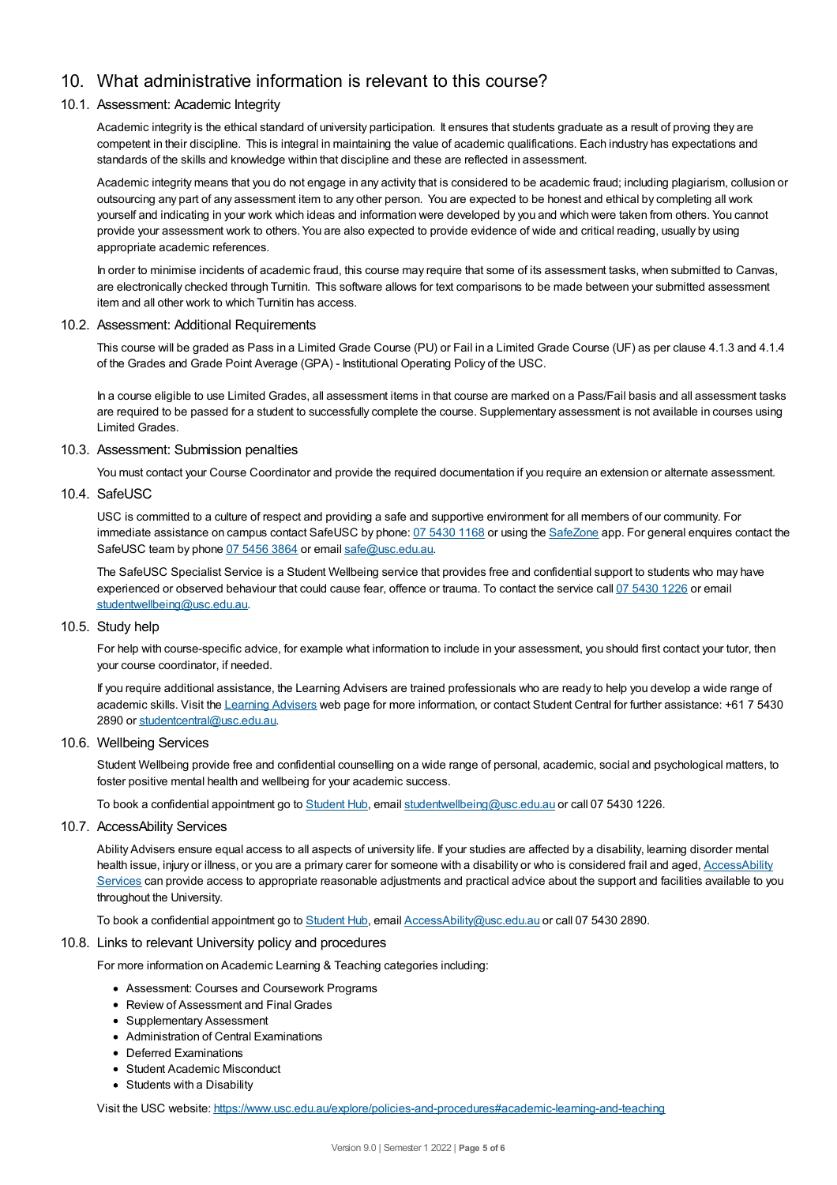## 10. What administrative information is relevant to this course?

### 10.1. Assessment: Academic Integrity

Academic integrity is the ethical standard of university participation. It ensures that students graduate as a result of proving they are competent in their discipline. This is integral in maintaining the value of academic qualifications. Each industry has expectations and standards of the skills and knowledge within that discipline and these are reflected in assessment.

Academic integrity means that you do not engage in any activity that is considered to be academic fraud; including plagiarism, collusion or outsourcing any part of any assessment item to any other person. You are expected to be honest and ethical by completing all work yourself and indicating in your work which ideas and information were developed by you and which were taken from others. You cannot provide your assessment work to others. You are also expected to provide evidence of wide and critical reading, usually by using appropriate academic references.

In order to minimise incidents of academic fraud, this course may require that some of its assessment tasks, when submitted to Canvas, are electronically checked through Turnitin. This software allows for text comparisons to be made between your submitted assessment item and all other work to which Turnitin has access.

### 10.2. Assessment: Additional Requirements

This course will be graded as Pass in a Limited Grade Course (PU) or Fail in a Limited Grade Course (UF) as per clause 4.1.3 and 4.1.4 of the Grades and Grade Point Average (GPA) - Institutional Operating Policy of the USC.

In a course eligible to use Limited Grades, all assessment items in that course are marked on a Pass/Fail basis and all assessment tasks are required to be passed for a student to successfully complete the course. Supplementary assessment is not available in courses using Limited Grades.

### 10.3. Assessment: Submission penalties

You must contact your Course Coordinator and provide the required documentation if you require an extension or alternate assessment.

### 10.4. SafeUSC

USC is committed to a culture of respect and providing a safe and supportive environment for all members of our community. For immediate assistance on campus contact SafeUSC by phone: 07 5430 1168 or using the SafeZone app. For general enquires contact the SafeUSC team by phone 07 5456 3864 or email safe@usc.edu.au.

The SafeUSC Specialist Service is a Student Wellbeing service that provides free and confidential support to students who may have experienced or observed behaviour that could cause fear, offence or trauma. To contact the service call 07 5430 1226 or email studentwellbeing@usc.edu.au.

### 10.5. Study help

For help with course-specific advice, for example what information to include in your assessment, you should first contact your tutor, then your course coordinator, if needed.

If you require additional assistance, the Learning Advisers are trained professionals who are ready to help you develop a wide range of academic skills. Visit the Learning Advisers web page for more information, or contact Student Central for further assistance: +61 7 5430 2890 or studentcentral@usc.edu.au.

### 10.6. Wellbeing Services

Student Wellbeing provide free and confidential counselling on a wide range of personal, academic, social and psychological matters, to foster positive mental health and wellbeing for your academic success.

To book a confidential appointment go to Student Hub, email studentwellbeing@usc.edu.au or call 07 5430 1226.

### 10.7. AccessAbility Services

Ability Advisers ensure equal access to all aspects of university life. If your studies are affected by a disability, learning disorder mental health issue, injury or illness, or you are a primary carer for someone with a disability or who is considered frail and aged, AccessAbility Services can provide access to appropriate reasonable adjustments and practical advice about the support and facilities available to you throughout the University.

To book a confidential appointment go to Student Hub, email AccessAbility@usc.edu.au or call 07 5430 2890.

### 10.8. Links to relevant University policy and procedures

For more information on Academic Learning & Teaching categories including:

- Assessment: Courses and Coursework Programs
- Review of Assessment and Final Grades
- Supplementary Assessment
- Administration of Central Examinations
- Deferred Examinations
- Student Academic Misconduct
- Students with a Disability

Visit the USC website: https://www.usc.edu.au/explore/policies-and-procedures#academic-learning-and-teaching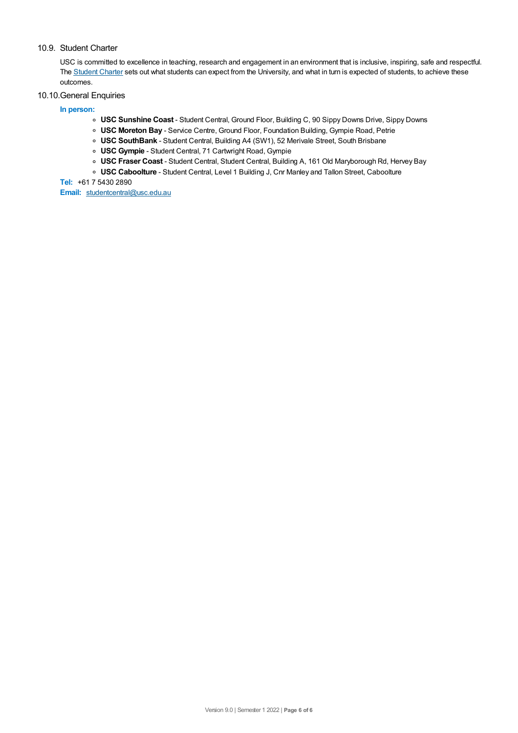### 10.9. Student Charter

USC is committed to excellence in teaching, research and engagement in an environment that is inclusive, inspiring, safe and respectful. The Student Charter sets out what students can expect from the University, and what in turn is expected of students, to achieve these outcomes.

### 10.10. General Enquiries

**In person:**

- **USC Sunshine Coast** - Student Central, Ground Floor, Building C, 90 Sippy Downs Drive, Sippy Downs
- **USC Moreton Bay** - Service Centre, Ground Floor, Foundation Building, Gympie Road, Petrie
- **USC SouthBank** - Student Central, Building A4 (SW1), 52 Merivale Street, South Brisbane
- **USC Gympie** - Student Central, 71 Cartwright Road, Gympie
- **USC Fraser Coast** - Student Central, Student Central, Building A, 161 Old Maryborough Rd, Hervey Bay
- **USC Caboolture** - Student Central, Level 1 Building J, Cnr Manley and Tallon Street, Caboolture

**Tel:** +61 7 5430 2890

**Email:** studentcentral@usc.edu.au